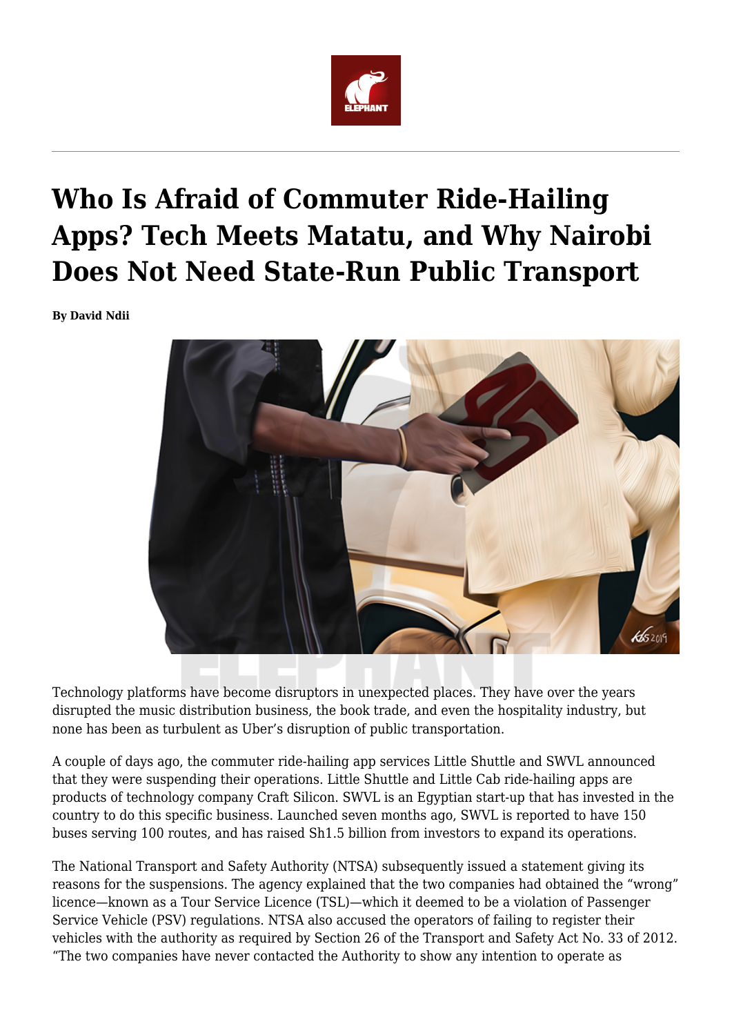# Who Is Afraid of Commuter Ride-Hailing Apps? Tech Meets Matatu, and Why Nairobi Does Not Need State-Run Public Transport

**By David Ndii**

Technology platforms have become disruptors in unexpected places. They have over the years disrupted the music distribution business, the book trade, and even the hospitality industry, but none has been as turbulent as Uber's disruption of public transportation.

A couple of days ago, the commuter ride-hailing app services Little Shuttle and SWVL announced that they were suspending their operations. Little Shuttle and Little Cab ride-hailing apps are products of technology company Craft Silicon. SWVL is an Egyptian start-up that has invested in the country to do this specific business. Launched seven months ago, SWVL is reported to have 150 buses serving 100 routes, and has raised Sh1.5 billion from investors to expand its operations.

The National Transport and Safety Authority (NTSA) subsequently issued a statement giving its reasons for the suspensions. The agency explained that the two companies had obtained the "wrong" licence—known as a Tour Service Licence (TSL)—which it deemed to be a violation of Passenger Service Vehicle (PSV) regulations. NTSA also accused the operators of failing to register their vehicles with the authority as required by Section 26 of the Transport and Safety Act No. 33 of 2012. "The two companies have never contacted the Authority to show any intention to operate as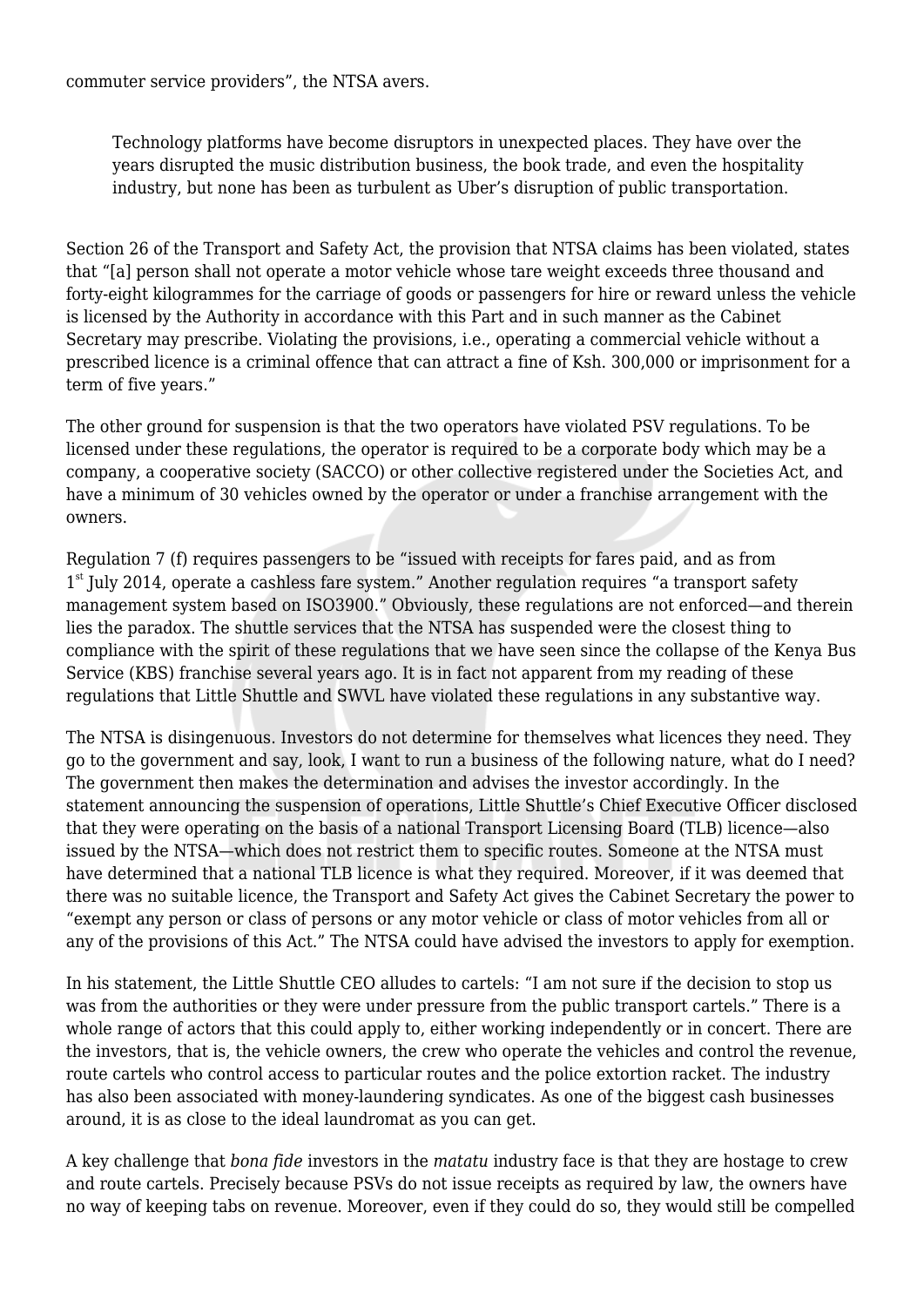commuter service providers", the NTSA avers.

> Technology platforms have become disruptors in unexpected places. They have over the years disrupted the music distribution business, the book trade, and even the hospitality industry, but none has been as turbulent as Uber's disruption of public transportation.

Section 26 of the Transport and Safety Act, the provision that NTSA claims has been violated, states that "[a] person shall not operate a motor vehicle whose tare weight exceeds three thousand and forty-eight kilogrammes for the carriage of goods or passengers for hire or reward unless the vehicle is licensed by the Authority in accordance with this Part and in such manner as the Cabinet Secretary may prescribe. Violating the provisions, i.e., operating a commercial vehicle without a prescribed licence is a criminal offence that can attract a fine of Ksh. 300,000 or imprisonment for a term of five years."

The other ground for suspension is that the two operators have violated PSV regulations. To be licensed under these regulations, the operator is required to be a corporate body which may be a company, a cooperative society (SACCO) or other collective registered under the Societies Act, and have a minimum of 30 vehicles owned by the operator or under a franchise arrangement with the owners.

Regulation 7 (f) requires passengers to be "issued with receipts for fares paid, and as from 1st July 2014, operate a cashless fare system." Another regulation requires "a transport safety management system based on ISO3900." Obviously, these regulations are not enforced—and therein lies the paradox. The shuttle services that the NTSA has suspended were the closest thing to compliance with the spirit of these regulations that we have seen since the collapse of the Kenya Bus Service (KBS) franchise several years ago. It is in fact not apparent from my reading of these regulations that Little Shuttle and SWVL have violated these regulations in any substantive way.

The NTSA is disingenuous. Investors do not determine for themselves what licences they need. They go to the government and say, look, I want to run a business of the following nature, what do I need? The government then makes the determination and advises the investor accordingly. In the statement announcing the suspension of operations, Little Shuttle's Chief Executive Officer disclosed that they were operating on the basis of a national Transport Licensing Board (TLB) licence—also issued by the NTSA—which does not restrict them to specific routes. Someone at the NTSA must have determined that a national TLB licence is what they required. Moreover, if it was deemed that there was no suitable licence, the Transport and Safety Act gives the Cabinet Secretary the power to "exempt any person or class of persons or any motor vehicle or class of motor vehicles from all or any of the provisions of this Act." The NTSA could have advised the investors to apply for exemption.

In his statement, the Little Shuttle CEO alludes to cartels: "I am not sure if the decision to stop us was from the authorities or they were under pressure from the public transport cartels." There is a whole range of actors that this could apply to, either working independently or in concert. There are the investors, that is, the vehicle owners, the crew who operate the vehicles and control the revenue, route cartels who control access to particular routes and the police extortion racket. The industry has also been associated with money-laundering syndicates. As one of the biggest cash businesses around, it is as close to the ideal laundromat as you can get.

A key challenge that *bona fide* investors in the *matatu* industry face is that they are hostage to crew and route cartels. Precisely because PSVs do not issue receipts as required by law, the owners have no way of keeping tabs on revenue. Moreover, even if they could do so, they would still be compelled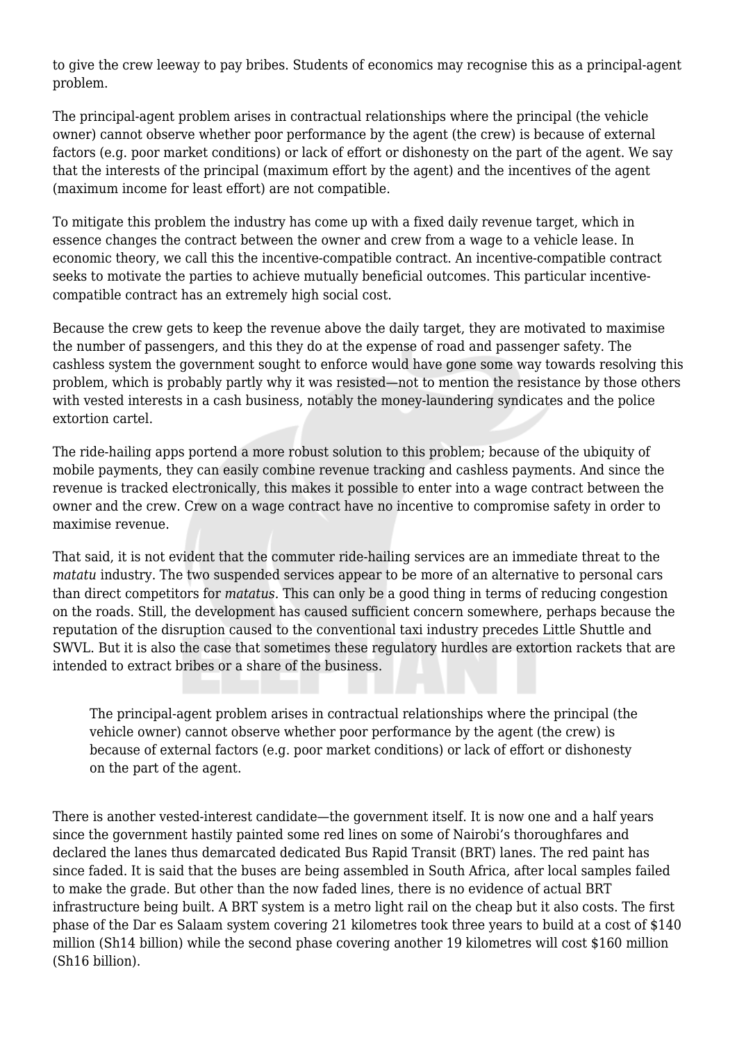to give the crew leeway to pay bribes. Students of economics may recognise this as a principal-agent problem.

The principal-agent problem arises in contractual relationships where the principal (the vehicle owner) cannot observe whether poor performance by the agent (the crew) is because of external factors (e.g. poor market conditions) or lack of effort or dishonesty on the part of the agent. We say that the interests of the principal (maximum effort by the agent) and the incentives of the agent (maximum income for least effort) are not compatible.

To mitigate this problem the industry has come up with a fixed daily revenue target, which in essence changes the contract between the owner and crew from a wage to a vehicle lease. In economic theory, we call this the incentive-compatible contract. An incentive-compatible contract seeks to motivate the parties to achieve mutually beneficial outcomes. This particular incentive-compatible contract has an extremely high social cost.

Because the crew gets to keep the revenue above the daily target, they are motivated to maximise the number of passengers, and this they do at the expense of road and passenger safety. The cashless system the government sought to enforce would have gone some way towards resolving this problem, which is probably partly why it was resisted—not to mention the resistance by those others with vested interests in a cash business, notably the money-laundering syndicates and the police extortion cartel.

The ride-hailing apps portend a more robust solution to this problem; because of the ubiquity of mobile payments, they can easily combine revenue tracking and cashless payments. And since the revenue is tracked electronically, this makes it possible to enter into a wage contract between the owner and the crew. Crew on a wage contract have no incentive to compromise safety in order to maximise revenue.

That said, it is not evident that the commuter ride-hailing services are an immediate threat to the *matatu* industry. The two suspended services appear to be more of an alternative to personal cars than direct competitors for *matatus.* This can only be a good thing in terms of reducing congestion on the roads. Still, the development has caused sufficient concern somewhere, perhaps because the reputation of the disruption caused to the conventional taxi industry precedes Little Shuttle and SWVL. But it is also the case that sometimes these regulatory hurdles are extortion rackets that are intended to extract bribes or a share of the business.

> The principal-agent problem arises in contractual relationships where the principal (the vehicle owner) cannot observe whether poor performance by the agent (the crew) is because of external factors (e.g. poor market conditions) or lack of effort or dishonesty on the part of the agent.

There is another vested-interest candidate—the government itself. It is now one and a half years since the government hastily painted some red lines on some of Nairobi's thoroughfares and declared the lanes thus demarcated dedicated Bus Rapid Transit (BRT) lanes. The red paint has since faded. It is said that the buses are being assembled in South Africa, after local samples failed to make the grade. But other than the now faded lines, there is no evidence of actual BRT infrastructure being built. A BRT system is a metro light rail on the cheap but it also costs. The first phase of the Dar es Salaam system covering 21 kilometres took three years to build at a cost of $140 million (Sh14 billion) while the second phase covering another 19 kilometres will cost $160 million (Sh16 billion).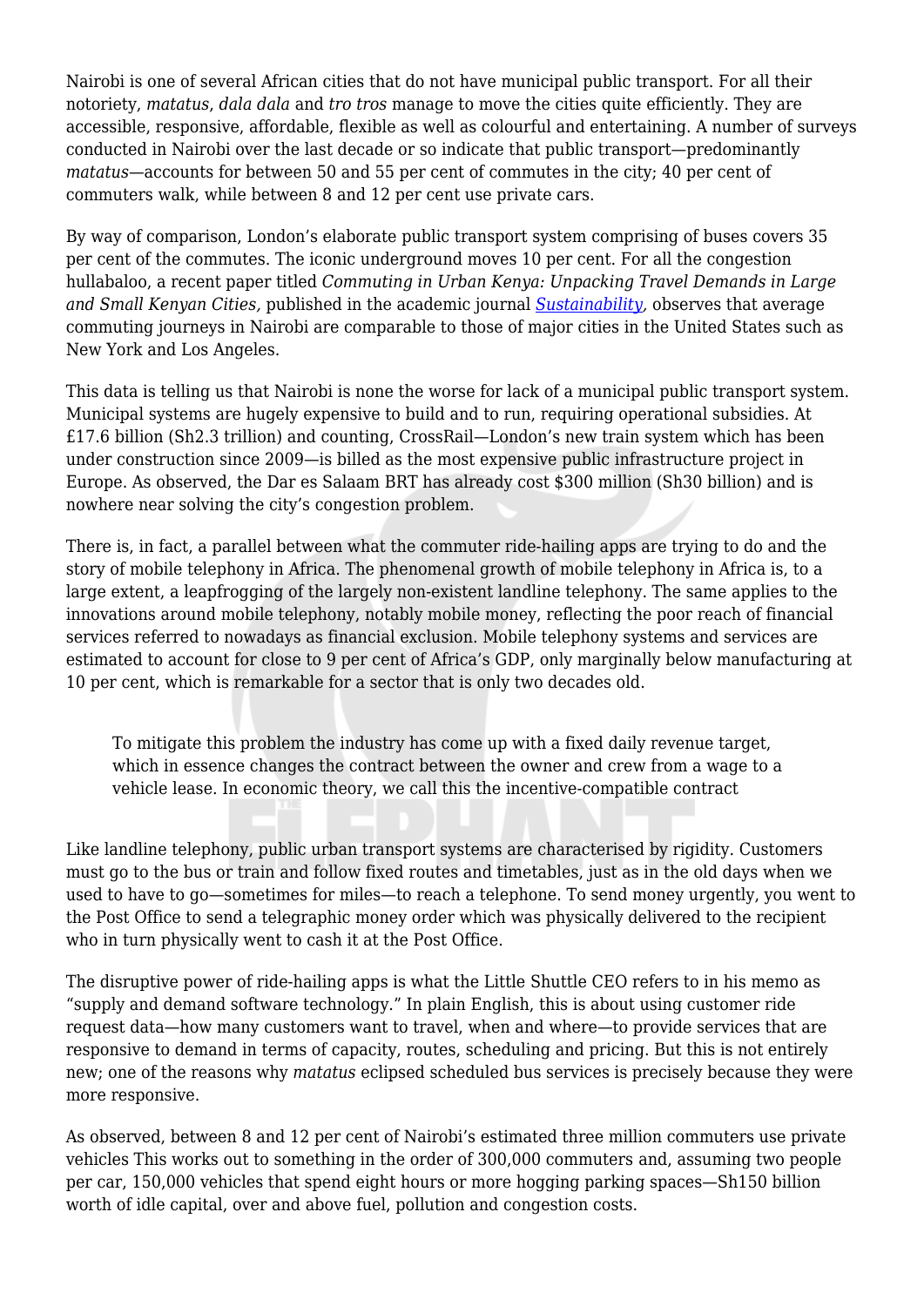Nairobi is one of several African cities that do not have municipal public transport. For all their notoriety, *matatus*, *dala dala* and *tro tros* manage to move the cities quite efficiently. They are accessible, responsive, affordable, flexible as well as colourful and entertaining. A number of surveys conducted in Nairobi over the last decade or so indicate that public transport—predominantly *matatus*—accounts for between 50 and 55 per cent of commutes in the city; 40 per cent of commuters walk, while between 8 and 12 per cent use private cars.

By way of comparison, London's elaborate public transport system comprising of buses covers 35 per cent of the commutes. The iconic underground moves 10 per cent. For all the congestion hullabaloo, a recent paper titled *Commuting in Urban Kenya: Unpacking Travel Demands in Large and Small Kenyan Cities,* published in the academic journal *Sustainability*, observes that average commuting journeys in Nairobi are comparable to those of major cities in the United States such as New York and Los Angeles.

This data is telling us that Nairobi is none the worse for lack of a municipal public transport system. Municipal systems are hugely expensive to build and to run, requiring operational subsidies. At £17.6 billion (Sh2.3 trillion) and counting, CrossRail—London's new train system which has been under construction since 2009—is billed as the most expensive public infrastructure project in Europe. As observed, the Dar es Salaam BRT has already cost $300 million (Sh30 billion) and is nowhere near solving the city's congestion problem.

There is, in fact, a parallel between what the commuter ride-hailing apps are trying to do and the story of mobile telephony in Africa. The phenomenal growth of mobile telephony in Africa is, to a large extent, a leapfrogging of the largely non-existent landline telephony. The same applies to the innovations around mobile telephony, notably mobile money, reflecting the poor reach of financial services referred to nowadays as financial exclusion. Mobile telephony systems and services are estimated to account for close to 9 per cent of Africa's GDP, only marginally below manufacturing at 10 per cent, which is remarkable for a sector that is only two decades old.

> To mitigate this problem the industry has come up with a fixed daily revenue target, which in essence changes the contract between the owner and crew from a wage to a vehicle lease. In economic theory, we call this the incentive-compatible contract

Like landline telephony, public urban transport systems are characterised by rigidity. Customers must go to the bus or train and follow fixed routes and timetables, just as in the old days when we used to have to go—sometimes for miles—to reach a telephone. To send money urgently, you went to the Post Office to send a telegraphic money order which was physically delivered to the recipient who in turn physically went to cash it at the Post Office.

The disruptive power of ride-hailing apps is what the Little Shuttle CEO refers to in his memo as "supply and demand software technology." In plain English, this is about using customer ride request data—how many customers want to travel, when and where—to provide services that are responsive to demand in terms of capacity, routes, scheduling and pricing. But this is not entirely new; one of the reasons why *matatus* eclipsed scheduled bus services is precisely because they were more responsive.

As observed, between 8 and 12 per cent of Nairobi's estimated three million commuters use private vehicles This works out to something in the order of 300,000 commuters and, assuming two people per car, 150,000 vehicles that spend eight hours or more hogging parking spaces—Sh150 billion worth of idle capital, over and above fuel, pollution and congestion costs.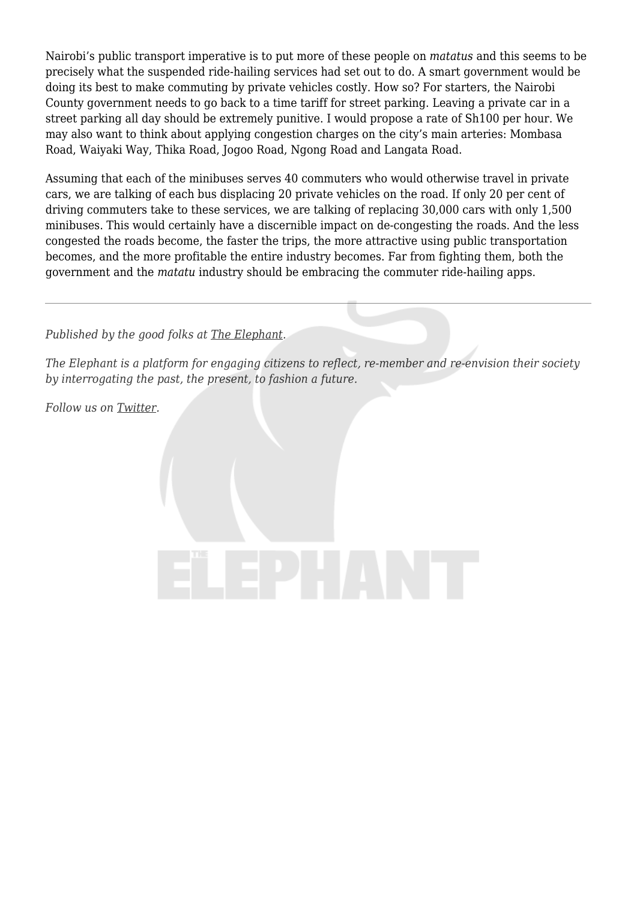Nairobi's public transport imperative is to put more of these people on *matatus* and this seems to be precisely what the suspended ride-hailing services had set out to do. A smart government would be doing its best to make commuting by private vehicles costly. How so? For starters, the Nairobi County government needs to go back to a time tariff for street parking. Leaving a private car in a street parking all day should be extremely punitive. I would propose a rate of Sh100 per hour. We may also want to think about applying congestion charges on the city's main arteries: Mombasa Road, Waiyaki Way, Thika Road, Jogoo Road, Ngong Road and Langata Road.

Assuming that each of the minibuses serves 40 commuters who would otherwise travel in private cars, we are talking of each bus displacing 20 private vehicles on the road. If only 20 per cent of driving commuters take to these services, we are talking of replacing 30,000 cars with only 1,500 minibuses. This would certainly have a discernible impact on de-congesting the roads. And the less congested the roads become, the faster the trips, the more attractive using public transportation becomes, and the more profitable the entire industry becomes. Far from fighting them, both the government and the *matatu* industry should be embracing the commuter ride-hailing apps.

---

*Published by the good folks at The Elephant.*

*The Elephant is a platform for engaging citizens to reflect, re-member and re-envision their society by interrogating the past, the present, to fashion a future.*

*Follow us on Twitter.*